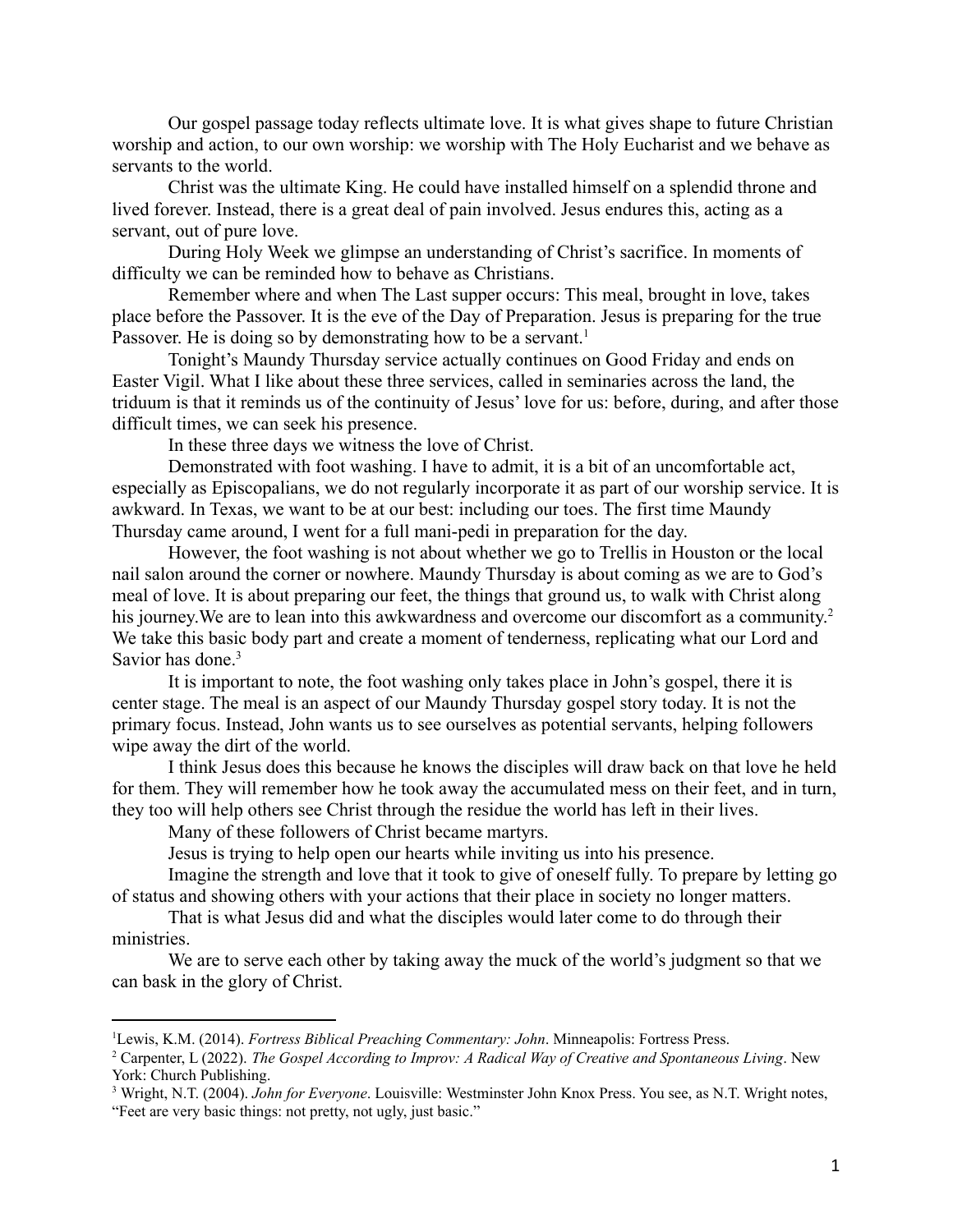Our gospel passage today reflects ultimate love. It is what gives shape to future Christian worship and action, to our own worship: we worship with The Holy Eucharist and we behave as servants to the world.

Christ was the ultimate King. He could have installed himself on a splendid throne and lived forever. Instead, there is a great deal of pain involved. Jesus endures this, acting as a servant, out of pure love.

During Holy Week we glimpse an understanding of Christ's sacrifice. In moments of difficulty we can be reminded how to behave as Christians.

Remember where and when The Last supper occurs: This meal, brought in love, takes place before the Passover. It is the eve of the Day of Preparation. Jesus is preparing for the true Passover. He is doing so by demonstrating how to be a servant.[1]

Tonight's Maundy Thursday service actually continues on Good Friday and ends on Easter Vigil. What I like about these three services, called in seminaries across the land, the triduum is that it reminds us of the continuity of Jesus' love for us: before, during, and after those difficult times, we can seek his presence.

In these three days we witness the love of Christ.

Demonstrated with foot washing. I have to admit, it is a bit of an uncomfortable act, especially as Episcopalians, we do not regularly incorporate it as part of our worship service. It is awkward. In Texas, we want to be at our best: including our toes. The first time Maundy Thursday came around, I went for a full mani-pedi in preparation for the day.

However, the foot washing is not about whether we go to Trellis in Houston or the local nail salon around the corner or nowhere. Maundy Thursday is about coming as we are to God's meal of love. It is about preparing our feet, the things that ground us, to walk with Christ along his journey.We are to lean into this awkwardness and overcome our discomfort as a community.[2] We take this basic body part and create a moment of tenderness, replicating what our Lord and Savior has done.[3]

It is important to note, the foot washing only takes place in John's gospel, there it is center stage. The meal is an aspect of our Maundy Thursday gospel story today. It is not the primary focus. Instead, John wants us to see ourselves as potential servants, helping followers wipe away the dirt of the world.

I think Jesus does this because he knows the disciples will draw back on that love he held for them. They will remember how he took away the accumulated mess on their feet, and in turn, they too will help others see Christ through the residue the world has left in their lives.

Many of these followers of Christ became martyrs.

Jesus is trying to help open our hearts while inviting us into his presence.

Imagine the strength and love that it took to give of oneself fully. To prepare by letting go of status and showing others with your actions that their place in society no longer matters.

That is what Jesus did and what the disciples would later come to do through their ministries.

We are to serve each other by taking away the muck of the world's judgment so that we can bask in the glory of Christ.

---

[1] Lewis, K.M. (2014). *Fortress Biblical Preaching Commentary: John*. Minneapolis: Fortress Press.

[2] Carpenter, L (2022). *The Gospel According to Improv: A Radical Way of Creative and Spontaneous Living*. New York: Church Publishing.

[3] Wright, N.T. (2004). *John for Everyone*. Louisville: Westminster John Knox Press. You see, as N.T. Wright notes, "Feet are very basic things: not pretty, not ugly, just basic."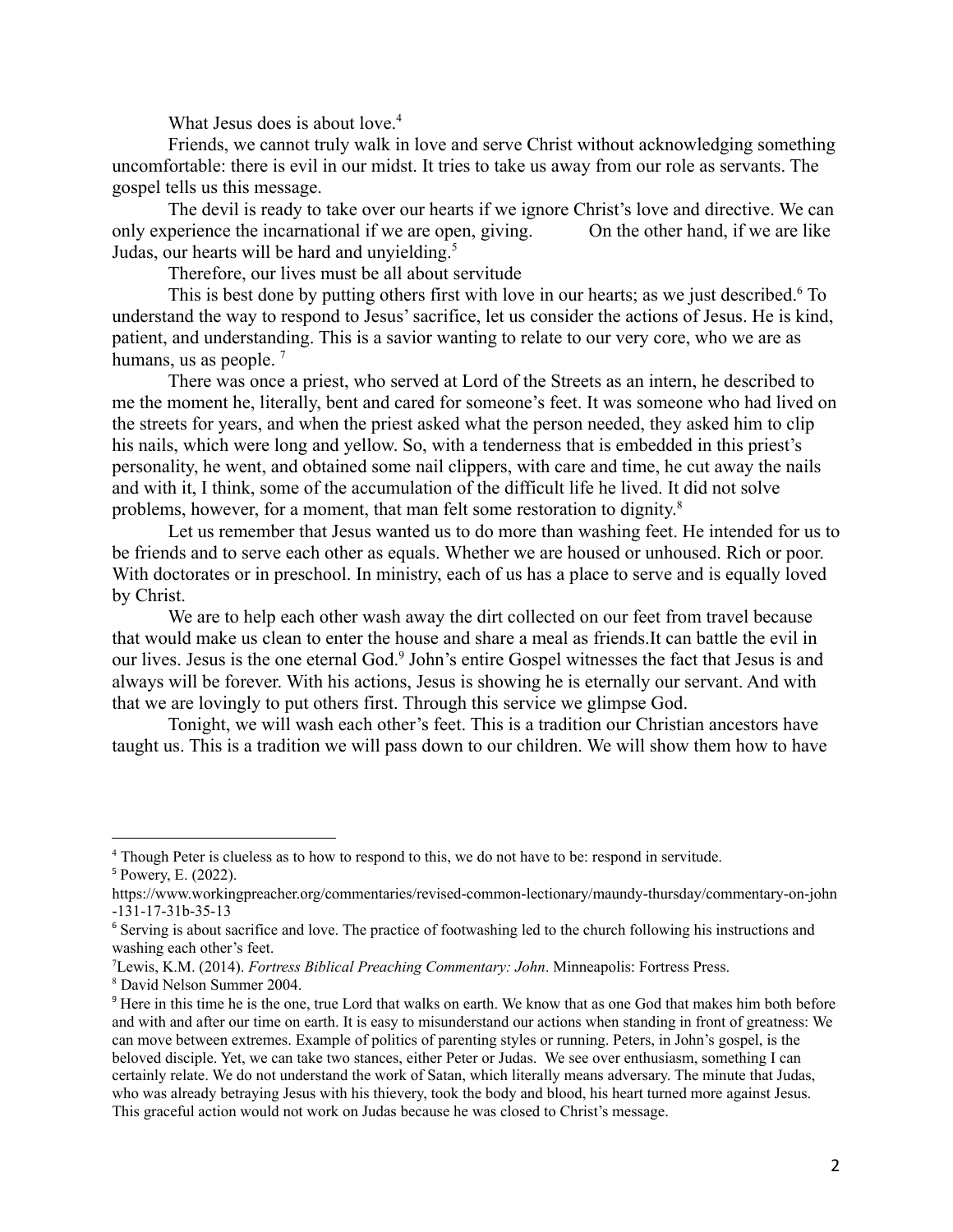What Jesus does is about love.[4]

Friends, we cannot truly walk in love and serve Christ without acknowledging something uncomfortable: there is evil in our midst. It tries to take us away from our role as servants. The gospel tells us this message.

The devil is ready to take over our hearts if we ignore Christ's love and directive. We can only experience the incarnational if we are open, giving. On the other hand, if we are like Judas, our hearts will be hard and unyielding.[5]

Therefore, our lives must be all about servitude

This is best done by putting others first with love in our hearts; as we just described.[6] To understand the way to respond to Jesus' sacrifice, let us consider the actions of Jesus. He is kind, patient, and understanding. This is a savior wanting to relate to our very core, who we are as humans, us as people. [7]

There was once a priest, who served at Lord of the Streets as an intern, he described to me the moment he, literally, bent and cared for someone's feet. It was someone who had lived on the streets for years, and when the priest asked what the person needed, they asked him to clip his nails, which were long and yellow. So, with a tenderness that is embedded in this priest's personality, he went, and obtained some nail clippers, with care and time, he cut away the nails and with it, I think, some of the accumulation of the difficult life he lived. It did not solve problems, however, for a moment, that man felt some restoration to dignity.[8]

Let us remember that Jesus wanted us to do more than washing feet. He intended for us to be friends and to serve each other as equals. Whether we are housed or unhoused. Rich or poor. With doctorates or in preschool. In ministry, each of us has a place to serve and is equally loved by Christ.

We are to help each other wash away the dirt collected on our feet from travel because that would make us clean to enter the house and share a meal as friends.It can battle the evil in our lives. Jesus is the one eternal God.[9] John's entire Gospel witnesses the fact that Jesus is and always will be forever. With his actions, Jesus is showing he is eternally our servant. And with that we are lovingly to put others first. Through this service we glimpse God.

Tonight, we will wash each other's feet. This is a tradition our Christian ancestors have taught us. This is a tradition we will pass down to our children. We will show them how to have

---

[4] Though Peter is clueless as to how to respond to this, we do not have to be: respond in servitude.

[5] Powery, E. (2022). https://www.workingpreacher.org/commentaries/revised-common-lectionary/maundy-thursday/commentary-on-john-131-17-31b-35-13

[6] Serving is about sacrifice and love. The practice of footwashing led to the church following his instructions and washing each other's feet.

[7] Lewis, K.M. (2014). *Fortress Biblical Preaching Commentary: John*. Minneapolis: Fortress Press.

[8] David Nelson Summer 2004.

[9] Here in this time he is the one, true Lord that walks on earth. We know that as one God that makes him both before and with and after our time on earth. It is easy to misunderstand our actions when standing in front of greatness: We can move between extremes. Example of politics of parenting styles or running. Peters, in John's gospel, is the beloved disciple. Yet, we can take two stances, either Peter or Judas. We see over enthusiasm, something I can certainly relate. We do not understand the work of Satan, which literally means adversary. The minute that Judas, who was already betraying Jesus with his thievery, took the body and blood, his heart turned more against Jesus. This graceful action would not work on Judas because he was closed to Christ's message.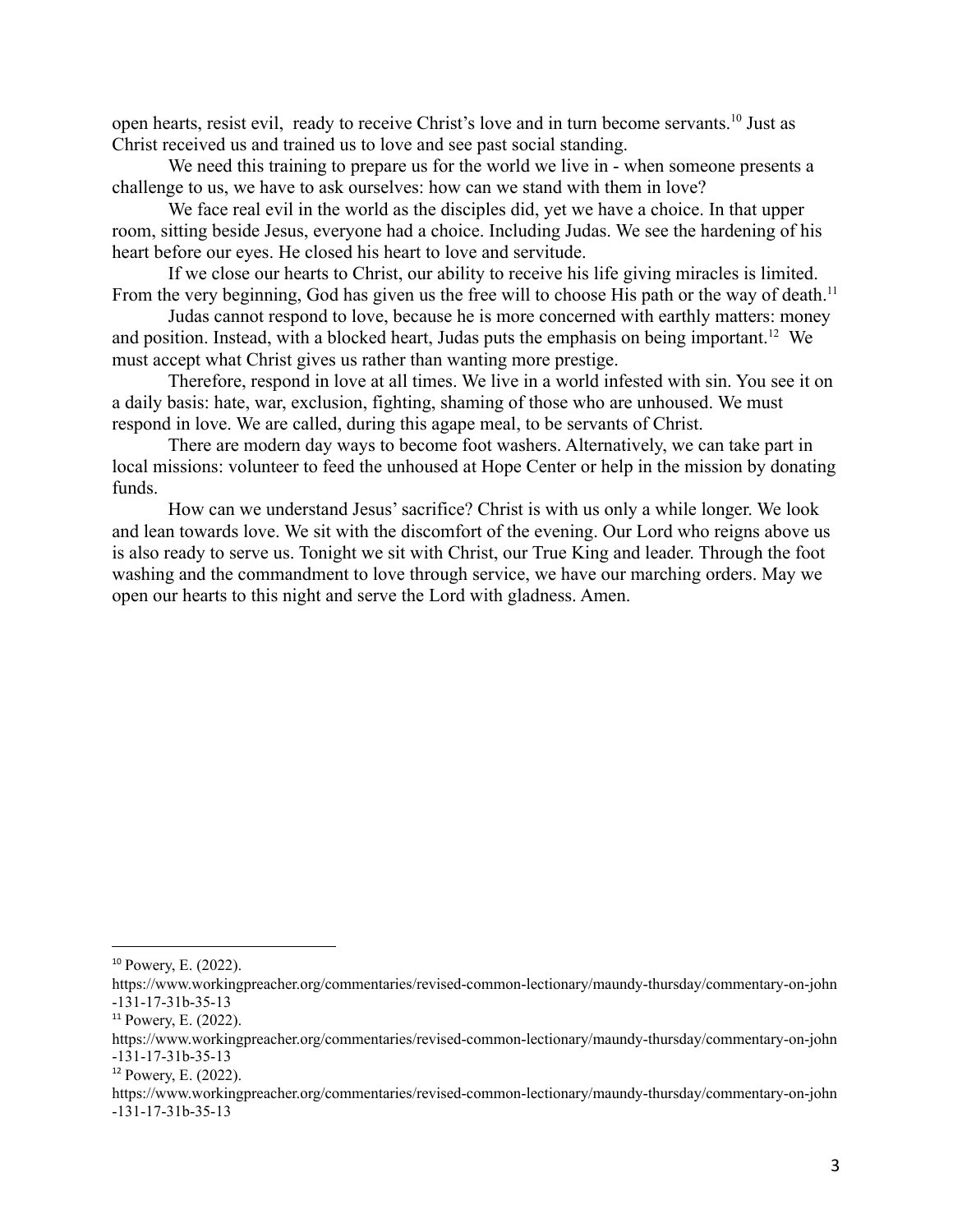open hearts, resist evil, ready to receive Christ's love and in turn become servants.[10] Just as Christ received us and trained us to love and see past social standing.

We need this training to prepare us for the world we live in - when someone presents a challenge to us, we have to ask ourselves: how can we stand with them in love?

We face real evil in the world as the disciples did, yet we have a choice. In that upper room, sitting beside Jesus, everyone had a choice. Including Judas. We see the hardening of his heart before our eyes. He closed his heart to love and servitude.

If we close our hearts to Christ, our ability to receive his life giving miracles is limited. From the very beginning, God has given us the free will to choose His path or the way of death.[11]

Judas cannot respond to love, because he is more concerned with earthly matters: money and position. Instead, with a blocked heart, Judas puts the emphasis on being important.[12] We must accept what Christ gives us rather than wanting more prestige.

Therefore, respond in love at all times. We live in a world infested with sin. You see it on a daily basis: hate, war, exclusion, fighting, shaming of those who are unhoused. We must respond in love. We are called, during this agape meal, to be servants of Christ.

There are modern day ways to become foot washers. Alternatively, we can take part in local missions: volunteer to feed the unhoused at Hope Center or help in the mission by donating funds.

How can we understand Jesus' sacrifice? Christ is with us only a while longer. We look and lean towards love. We sit with the discomfort of the evening. Our Lord who reigns above us is also ready to serve us. Tonight we sit with Christ, our True King and leader. Through the foot washing and the commandment to love through service, we have our marching orders. May we open our hearts to this night and serve the Lord with gladness. Amen.

---

[10] Powery, E. (2022). https://www.workingpreacher.org/commentaries/revised-common-lectionary/maundy-thursday/commentary-on-john-131-17-31b-35-13

[11] Powery, E. (2022). https://www.workingpreacher.org/commentaries/revised-common-lectionary/maundy-thursday/commentary-on-john-131-17-31b-35-13

[12] Powery, E. (2022). https://www.workingpreacher.org/commentaries/revised-common-lectionary/maundy-thursday/commentary-on-john-131-17-31b-35-13